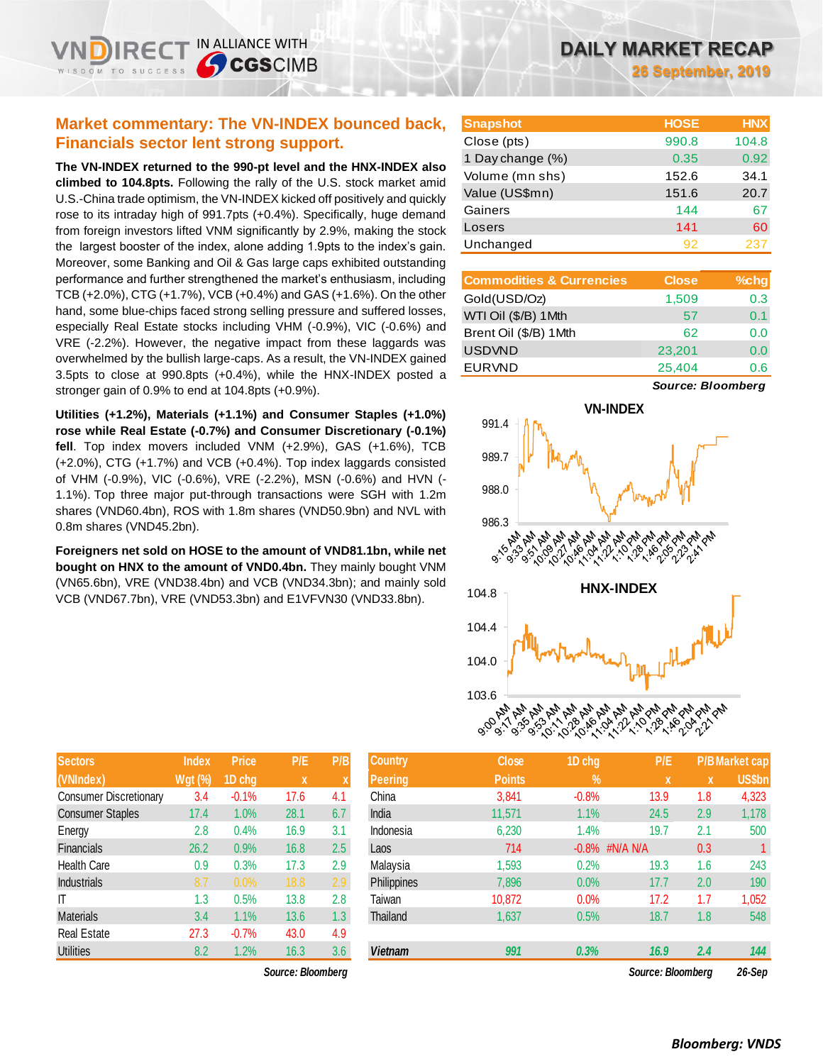# DAILY MARKET RECAP

**26 September, 2019**

## Market commentary: The VN-INDEX bounced back, Financials sector lent strong support.

**The VN-INDEX returned to the 990-pt level and the HNX-INDEX also climbed to 104.8pts.** Following the rally of the U.S. stock market amid U.S.-China trade optimism, the VN-INDEX kicked off positively and quickly rose to its intraday high of 991.7pts (+0.4%). Specifically, huge demand from foreign investors lifted VNM significantly by 2.9%, making the stock the largest booster of the index, alone adding 1.9pts to the index's gain. Moreover, some Banking and Oil & Gas large caps exhibited outstanding performance and further strengthened the market's enthusiasm, including TCB (+2.0%), CTG (+1.7%), VCB (+0.4%) and GAS (+1.6%). On the other hand, some blue-chips faced strong selling pressure and suffered losses, especially Real Estate stocks including VHM (-0.9%), VIC (-0.6%) and VRE (-2.2%). However, the negative impact from these laggards was overwhelmed by the bullish large-caps. As a result, the VN-INDEX gained 3.5pts to close at 990.8pts (+0.4%), while the HNX-INDEX posted a stronger gain of 0.9% to end at 104.8pts (+0.9%).

**Utilities (+1.2%), Materials (+1.1%) and Consumer Staples (+1.0%) rose while Real Estate (-0.7%) and Consumer Discretionary (-0.1%) fell**. Top index movers included VNM (+2.9%), GAS (+1.6%), TCB (+2.0%), CTG (+1.7%) and VCB (+0.4%). Top index laggards consisted of VHM (-0.9%), VIC (-0.6%), VRE (-2.2%), MSN (-0.6%) and HVN (-1.1%). Top three major put-through transactions were SGH with 1.2m shares (VND60.4bn), ROS with 1.8m shares (VND50.9bn) and NVL with 0.8m shares (VND45.2bn).

**Foreigners net sold on HOSE to the amount of VND81.1bn, while net bought on HNX to the amount of VND0.4bn.** They mainly bought VNM (VN65.6bn), VRE (VND38.4bn) and VCB (VND34.3bn); and mainly sold VCB (VND67.7bn), VRE (VND53.3bn) and E1VFVN30 (VND33.8bn).

| Snapshot | HOSE | HNX |
|---|---|---|
| Close (pts) | 990.8 | 104.8 |
| 1 Day change (%) | 0.35 | 0.92 |
| Volume (mn shs) | 152.6 | 34.1 |
| Value (US$mn) | 151.6 | 20.7 |
| Gainers | 144 | 67 |
| Losers | 141 | 60 |
| Unchanged | 92 | 237 |

| Commodities & Currencies | Close | %chg |
|---|---|---|
| Gold(USD/Oz) | 1,509 | 0.3 |
| WTI Oil ($/B) 1Mth | 57 | 0.1 |
| Brent Oil ($/B) 1Mth | 62 | 0.0 |
| USDVND | 23,201 | 0.0 |
| EURVND | 25,404 | 0.6 |

*Source: Bloomberg*

| Sectors (VNIndex) | Index Wgt (%) | Price 1D chg | P/E x | P/B x |
|---|---|---|---|---|
| Consumer Discretionary | 3.4 | -0.1% | 17.6 | 4.1 |
| Consumer Staples | 17.4 | 1.0% | 28.1 | 6.7 |
| Energy | 2.8 | 0.4% | 16.9 | 3.1 |
| Financials | 26.2 | 0.9% | 16.8 | 2.5 |
| Health Care | 0.9 | 0.3% | 17.3 | 2.9 |
| Industrials | 8.7 | 0.0% | 18.8 | 2.9 |
| IT | 1.3 | 0.5% | 13.8 | 2.8 |
| Materials | 3.4 | 1.1% | 13.6 | 1.3 |
| Real Estate | 27.3 | -0.7% | 43.0 | 4.9 |
| Utilities | 8.2 | 1.2% | 16.3 | 3.6 |

*Source: Bloomberg*

| Country Peering | Close Points | 1D chg % | P/E x | P/B x | Market cap US$bn |
|---|---|---|---|---|---|
| China | 3,841 | -0.8% | 13.9 | 1.8 | 4,323 |
| India | 11,571 | 1.1% | 24.5 | 2.9 | 1,178 |
| Indonesia | 6,230 | 1.4% | 19.7 | 2.1 | 500 |
| Laos | 714 | -0.8% | #N/A N/A | 0.3 | 1 |
| Malaysia | 1,593 | 0.2% | 19.3 | 1.6 | 243 |
| Philippines | 7,896 | 0.0% | 17.7 | 2.0 | 190 |
| Taiwan | 10,872 | 0.0% | 17.2 | 1.7 | 1,052 |
| Thailand | 1,637 | 0.5% | 18.7 | 1.8 | 548 |
| ***Vietnam*** | ***991*** | ***0.3%*** | ***16.9*** | ***2.4*** | ***144*** |

*Source: Bloomberg* *26-Sep*

***Bloomberg: VNDS***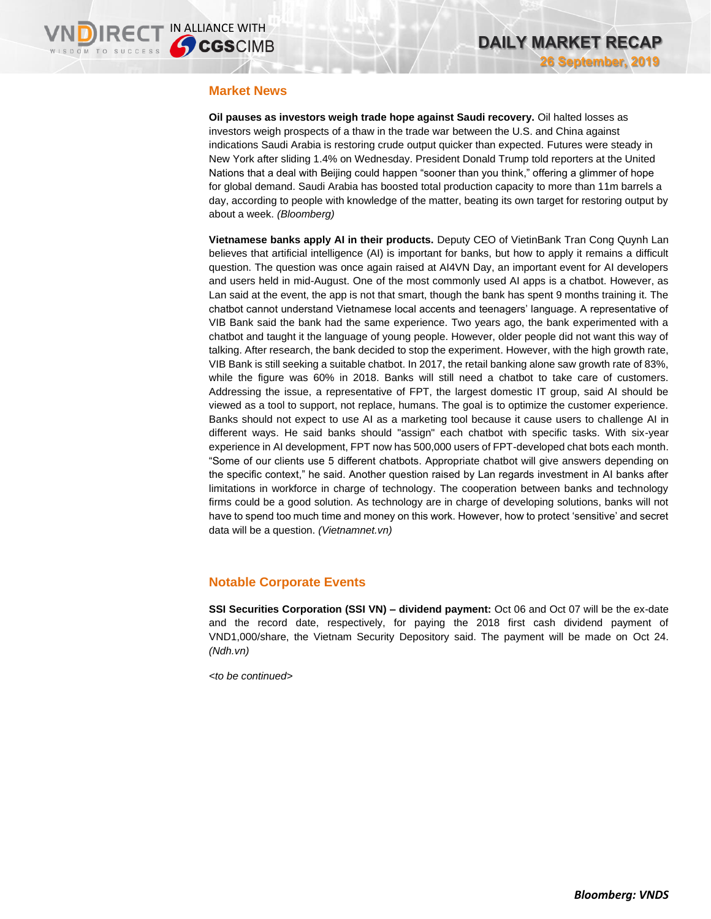## Market News

**Oil pauses as investors weigh trade hope against Saudi recovery.** Oil halted losses as investors weigh prospects of a thaw in the trade war between the U.S. and China against indications Saudi Arabia is restoring crude output quicker than expected. Futures were steady in New York after sliding 1.4% on Wednesday. President Donald Trump told reporters at the United Nations that a deal with Beijing could happen “sooner than you think,” offering a glimmer of hope for global demand. Saudi Arabia has boosted total production capacity to more than 11m barrels a day, according to people with knowledge of the matter, beating its own target for restoring output by about a week. *(Bloomberg)*

**Vietnamese banks apply AI in their products.** Deputy CEO of VietinBank Tran Cong Quynh Lan believes that artificial intelligence (AI) is important for banks, but how to apply it remains a difficult question. The question was once again raised at AI4VN Day, an important event for AI developers and users held in mid-August. One of the most commonly used AI apps is a chatbot. However, as Lan said at the event, the app is not that smart, though the bank has spent 9 months training it. The chatbot cannot understand Vietnamese local accents and teenagers’ language. A representative of VIB Bank said the bank had the same experience. Two years ago, the bank experimented with a chatbot and taught it the language of young people. However, older people did not want this way of talking. After research, the bank decided to stop the experiment. However, with the high growth rate, VIB Bank is still seeking a suitable chatbot. In 2017, the retail banking alone saw growth rate of 83%, while the figure was 60% in 2018. Banks will still need a chatbot to take care of customers. Addressing the issue, a representative of FPT, the largest domestic IT group, said AI should be viewed as a tool to support, not replace, humans. The goal is to optimize the customer experience. Banks should not expect to use AI as a marketing tool because it cause users to challenge AI in different ways. He said banks should "assign" each chatbot with specific tasks. With six-year experience in AI development, FPT now has 500,000 users of FPT-developed chat bots each month. “Some of our clients use 5 different chatbots. Appropriate chatbot will give answers depending on the specific context,” he said. Another question raised by Lan regards investment in AI banks after limitations in workforce in charge of technology. The cooperation between banks and technology firms could be a good solution. As technology are in charge of developing solutions, banks will not have to spend too much time and money on this work. However, how to protect ‘sensitive’ and secret data will be a question. *(Vietnamnet.vn)*

## Notable Corporate Events

**SSI Securities Corporation (SSI VN) – dividend payment:** Oct 06 and Oct 07 will be the ex-date and the record date, respectively, for paying the 2018 first cash dividend payment of VND1,000/share, the Vietnam Security Depository said. The payment will be made on Oct 24. *(Ndh.vn)*

*<to be continued>*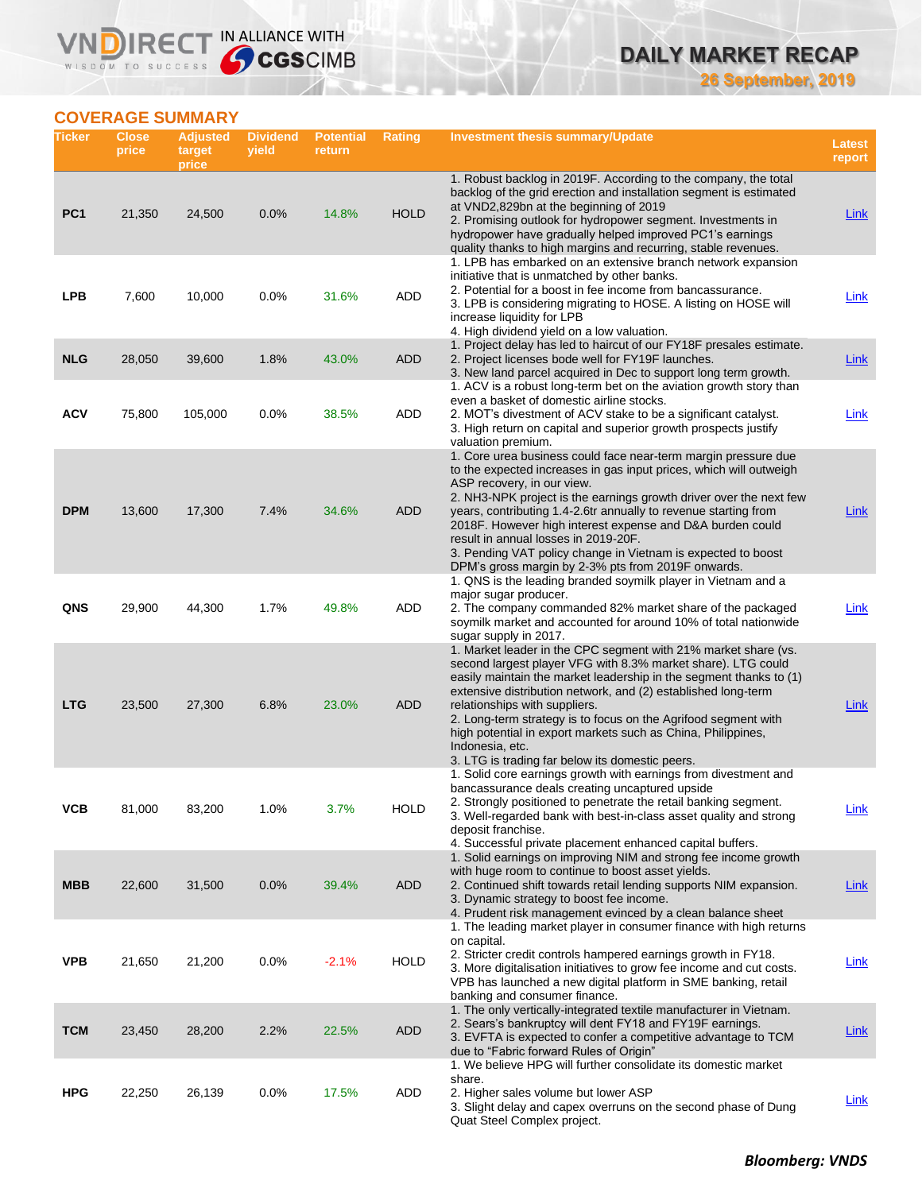## COVERAGE SUMMARY

| Ticker | Close price | Adjusted target price | Dividend yield | Potential return | Rating | Investment thesis summary/Update | Latest report |
|---|---|---|---|---|---|---|---|
| PC1 | 21,350 | 24,500 | 0.0% | 14.8% | HOLD | 1. Robust backlog in 2019F. According to the company, the total backlog of the grid erection and installation segment is estimated at VND2,829bn at the beginning of 2019<br>2. Promising outlook for hydropower segment. Investments in hydropower have gradually helped improved PC1's earnings quality thanks to high margins and recurring, stable revenues. | Link |
| LPB | 7,600 | 10,000 | 0.0% | 31.6% | ADD | 1. LPB has embarked on an extensive branch network expansion initiative that is unmatched by other banks.<br>2. Potential for a boost in fee income from bancassurance.<br>3. LPB is considering migrating to HOSE. A listing on HOSE will increase liquidity for LPB<br>4. High dividend yield on a low valuation. | Link |
| NLG | 28,050 | 39,600 | 1.8% | 43.0% | ADD | 1. Project delay has led to haircut of our FY18F presales estimate.<br>2. Project licenses bode well for FY19F launches.<br>3. New land parcel acquired in Dec to support long term growth. | Link |
| ACV | 75,800 | 105,000 | 0.0% | 38.5% | ADD | 1. ACV is a robust long-term bet on the aviation growth story than even a basket of domestic airline stocks.<br>2. MOT's divestment of ACV stake to be a significant catalyst.<br>3. High return on capital and superior growth prospects justify valuation premium. | Link |
| DPM | 13,600 | 17,300 | 7.4% | 34.6% | ADD | 1. Core urea business could face near-term margin pressure due to the expected increases in gas input prices, which will outweigh ASP recovery, in our view.<br>2. NH3-NPK project is the earnings growth driver over the next few years, contributing 1.4-2.6tr annually to revenue starting from 2018F. However high interest expense and D&A burden could result in annual losses in 2019-20F.<br>3. Pending VAT policy change in Vietnam is expected to boost DPM's gross margin by 2-3% pts from 2019F onwards. | Link |
| QNS | 29,900 | 44,300 | 1.7% | 49.8% | ADD | 1. QNS is the leading branded soymilk player in Vietnam and a major sugar producer.<br>2. The company commanded 82% market share of the packaged soymilk market and accounted for around 10% of total nationwide sugar supply in 2017. | Link |
| LTG | 23,500 | 27,300 | 6.8% | 23.0% | ADD | 1. Market leader in the CPC segment with 21% market share (vs. second largest player VFG with 8.3% market share). LTG could easily maintain the market leadership in the segment thanks to (1) extensive distribution network, and (2) established long-term relationships with suppliers.<br>2. Long-term strategy is to focus on the Agrifood segment with high potential in export markets such as China, Philippines, Indonesia, etc.<br>3. LTG is trading far below its domestic peers. | Link |
| VCB | 81,000 | 83,200 | 1.0% | 3.7% | HOLD | 1. Solid core earnings growth with earnings from divestment and bancassurance deals creating uncaptured upside<br>2. Strongly positioned to penetrate the retail banking segment.<br>3. Well-regarded bank with best-in-class asset quality and strong deposit franchise.<br>4. Successful private placement enhanced capital buffers. | Link |
| MBB | 22,600 | 31,500 | 0.0% | 39.4% | ADD | 1. Solid earnings on improving NIM and strong fee income growth with huge room to continue to boost asset yields.<br>2. Continued shift towards retail lending supports NIM expansion.<br>3. Dynamic strategy to boost fee income.<br>4. Prudent risk management evinced by a clean balance sheet | Link |
| VPB | 21,650 | 21,200 | 0.0% | -2.1% | HOLD | 1. The leading market player in consumer finance with high returns on capital.<br>2. Stricter credit controls hampered earnings growth in FY18.<br>3. More digitalisation initiatives to grow fee income and cut costs. VPB has launched a new digital platform in SME banking, retail banking and consumer finance. | Link |
| TCM | 23,450 | 28,200 | 2.2% | 22.5% | ADD | 1. The only vertically-integrated textile manufacturer in Vietnam.<br>2. Sears's bankruptcy will dent FY18 and FY19F earnings.<br>3. EVFTA is expected to confer a competitive advantage to TCM due to "Fabric forward Rules of Origin" | Link |
| HPG | 22,250 | 26,139 | 0.0% | 17.5% | ADD | 1. We believe HPG will further consolidate its domestic market share.<br>2. Higher sales volume but lower ASP<br>3. Slight delay and capex overruns on the second phase of Dung Quat Steel Complex project. | Link |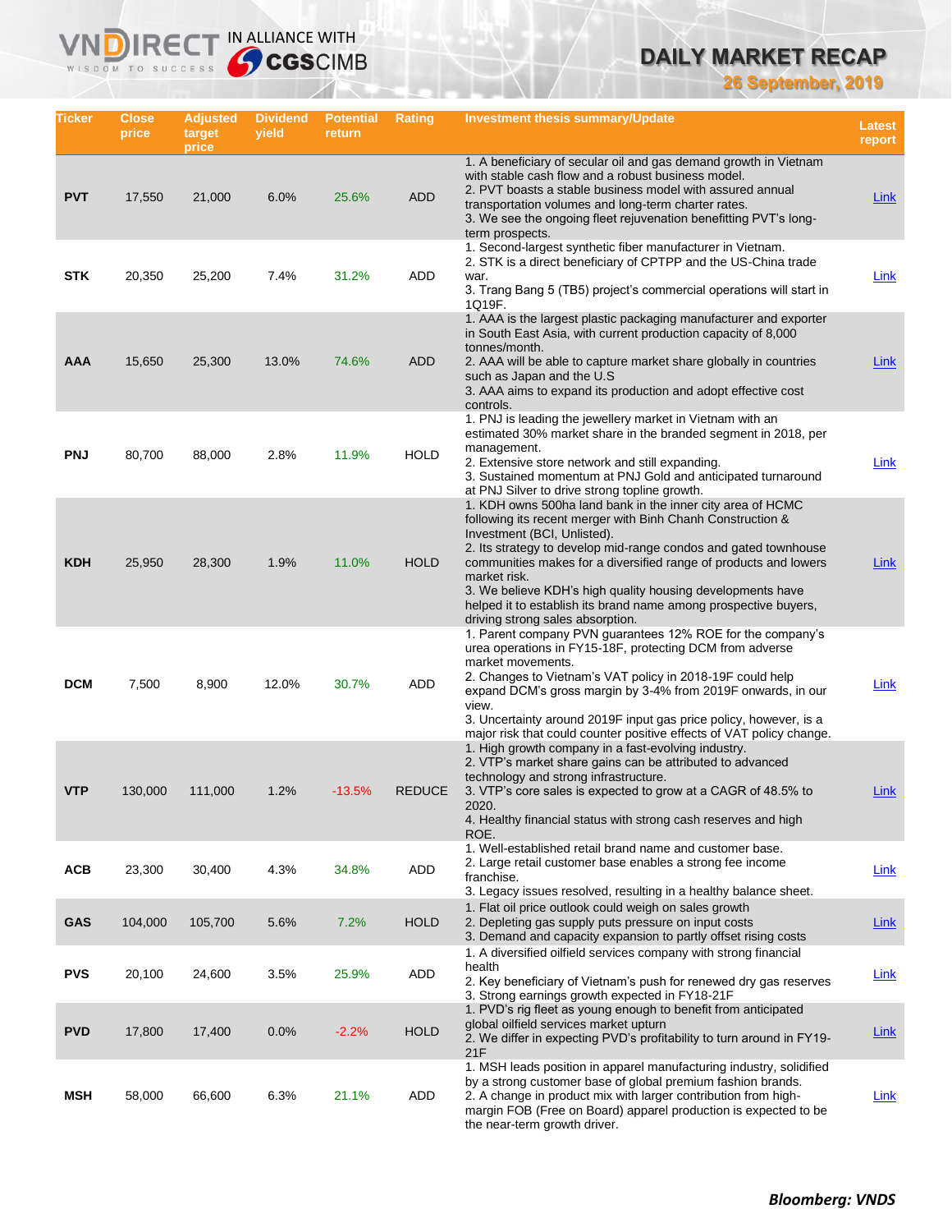# DAILY MARKET RECAP

**26 September, 2019**

| Ticker | Close price | Adjusted target price | Dividend yield | Potential return | Rating | Investment thesis summary/Update | Latest report |
|---|---|---|---|---|---|---|---|
| PVT | 17,550 | 21,000 | 6.0% | 25.6% | ADD | 1. A beneficiary of secular oil and gas demand growth in Vietnam with stable cash flow and a robust business model.<br>2. PVT boasts a stable business model with assured annual transportation volumes and long-term charter rates.<br>3. We see the ongoing fleet rejuvenation benefitting PVT's long-term prospects. | Link |
| STK | 20,350 | 25,200 | 7.4% | 31.2% | ADD | 1. Second-largest synthetic fiber manufacturer in Vietnam.<br>2. STK is a direct beneficiary of CPTPP and the US-China trade war.<br>3. Trang Bang 5 (TB5) project's commercial operations will start in 1Q19F. | Link |
| AAA | 15,650 | 25,300 | 13.0% | 74.6% | ADD | 1. AAA is the largest plastic packaging manufacturer and exporter in South East Asia, with current production capacity of 8,000 tonnes/month.<br>2. AAA will be able to capture market share globally in countries such as Japan and the U.S<br>3. AAA aims to expand its production and adopt effective cost controls. | Link |
| PNJ | 80,700 | 88,000 | 2.8% | 11.9% | HOLD | 1. PNJ is leading the jewellery market in Vietnam with an estimated 30% market share in the branded segment in 2018, per management.<br>2. Extensive store network and still expanding.<br>3. Sustained momentum at PNJ Gold and anticipated turnaround at PNJ Silver to drive strong topline growth. | Link |
| KDH | 25,950 | 28,300 | 1.9% | 11.0% | HOLD | 1. KDH owns 500ha land bank in the inner city area of HCMC following its recent merger with Binh Chanh Construction & Investment (BCI, Unlisted).<br>2. Its strategy to develop mid-range condos and gated townhouse communities makes for a diversified range of products and lowers market risk.<br>3. We believe KDH's high quality housing developments have helped it to establish its brand name among prospective buyers, driving strong sales absorption. | Link |
| DCM | 7,500 | 8,900 | 12.0% | 30.7% | ADD | 1. Parent company PVN guarantees 12% ROE for the company's urea operations in FY15-18F, protecting DCM from adverse market movements.<br>2. Changes to Vietnam's VAT policy in 2018-19F could help expand DCM's gross margin by 3-4% from 2019F onwards, in our view.<br>3. Uncertainty around 2019F input gas price policy, however, is a major risk that could counter positive effects of VAT policy change. | Link |
| VTP | 130,000 | 111,000 | 1.2% | -13.5% | REDUCE | 1. High growth company in a fast-evolving industry.<br>2. VTP's market share gains can be attributed to advanced technology and strong infrastructure.<br>3. VTP's core sales is expected to grow at a CAGR of 48.5% to 2020.<br>4. Healthy financial status with strong cash reserves and high ROE. | Link |
| ACB | 23,300 | 30,400 | 4.3% | 34.8% | ADD | 1. Well-established retail brand name and customer base.<br>2. Large retail customer base enables a strong fee income franchise.<br>3. Legacy issues resolved, resulting in a healthy balance sheet. | Link |
| GAS | 104,000 | 105,700 | 5.6% | 7.2% | HOLD | 1. Flat oil price outlook could weigh on sales growth<br>2. Depleting gas supply puts pressure on input costs<br>3. Demand and capacity expansion to partly offset rising costs | Link |
| PVS | 20,100 | 24,600 | 3.5% | 25.9% | ADD | 1. A diversified oilfield services company with strong financial health<br>2. Key beneficiary of Vietnam's push for renewed dry gas reserves<br>3. Strong earnings growth expected in FY18-21F | Link |
| PVD | 17,800 | 17,400 | 0.0% | -2.2% | HOLD | 1. PVD's rig fleet as young enough to benefit from anticipated global oilfield services market upturn<br>2. We differ in expecting PVD's profitability to turn around in FY19-21F | Link |
| MSH | 58,000 | 66,600 | 6.3% | 21.1% | ADD | 1. MSH leads position in apparel manufacturing industry, solidified by a strong customer base of global premium fashion brands.<br>2. A change in product mix with larger contribution from high-margin FOB (Free on Board) apparel production is expected to be the near-term growth driver. | Link |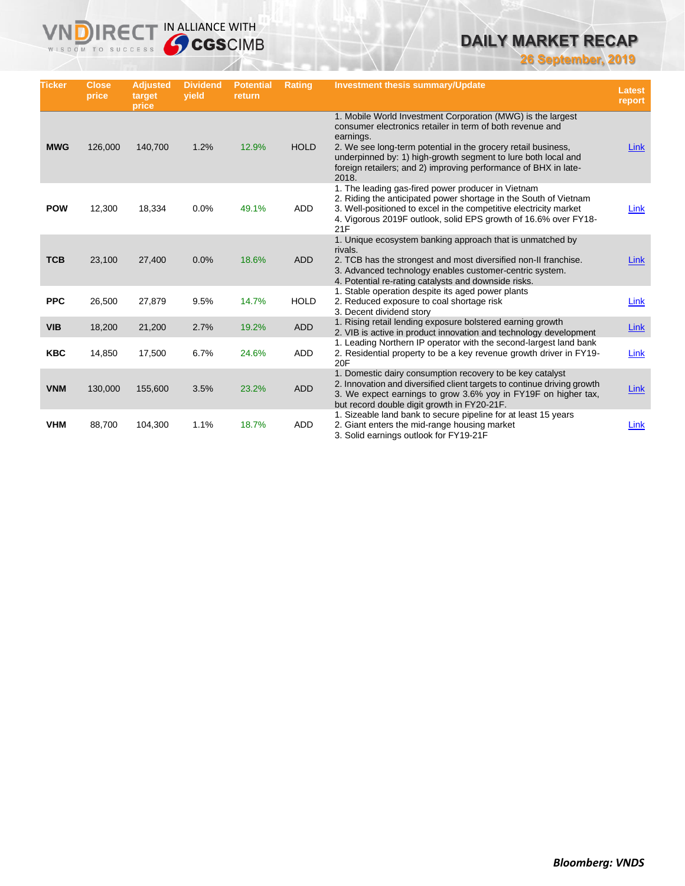| Ticker | Close price | Adjusted target price | Dividend yield | Potential return | Rating | Investment thesis summary/Update | Latest report |
|---|---|---|---|---|---|---|---|
| **MWG** | 126,000 | 140,700 | 1.2% | 12.9% | HOLD | 1. Mobile World Investment Corporation (MWG) is the largest consumer electronics retailer in term of both revenue and earnings.<br>2. We see long-term potential in the grocery retail business, underpinned by: 1) high-growth segment to lure both local and foreign retailers; and 2) improving performance of BHX in late-2018. | Link |
| **POW** | 12,300 | 18,334 | 0.0% | 49.1% | ADD | 1. The leading gas-fired power producer in Vietnam<br>2. Riding the anticipated power shortage in the South of Vietnam<br>3. Well-positioned to excel in the competitive electricity market<br>4. Vigorous 2019F outlook, solid EPS growth of 16.6% over FY18-21F | Link |
| **TCB** | 23,100 | 27,400 | 0.0% | 18.6% | ADD | 1. Unique ecosystem banking approach that is unmatched by rivals.<br>2. TCB has the strongest and most diversified non-II franchise.<br>3. Advanced technology enables customer-centric system.<br>4. Potential re-rating catalysts and downside risks. | Link |
| **PPC** | 26,500 | 27,879 | 9.5% | 14.7% | HOLD | 1. Stable operation despite its aged power plants<br>2. Reduced exposure to coal shortage risk<br>3. Decent dividend story | Link |
| **VIB** | 18,200 | 21,200 | 2.7% | 19.2% | ADD | 1. Rising retail lending exposure bolstered earning growth<br>2. VIB is active in product innovation and technology development | Link |
| **KBC** | 14,850 | 17,500 | 6.7% | 24.6% | ADD | 1. Leading Northern IP operator with the second-largest land bank<br>2. Residential property to be a key revenue growth driver in FY19-20F | Link |
| **VNM** | 130,000 | 155,600 | 3.5% | 23.2% | ADD | 1. Domestic dairy consumption recovery to be key catalyst<br>2. Innovation and diversified client targets to continue driving growth<br>3. We expect earnings to grow 3.6% yoy in FY19F on higher tax, but record double digit growth in FY20-21F. | Link |
| **VHM** | 88,700 | 104,300 | 1.1% | 18.7% | ADD | 1. Sizeable land bank to secure pipeline for at least 15 years<br>2. Giant enters the mid-range housing market<br>3. Solid earnings outlook for FY19-21F | Link |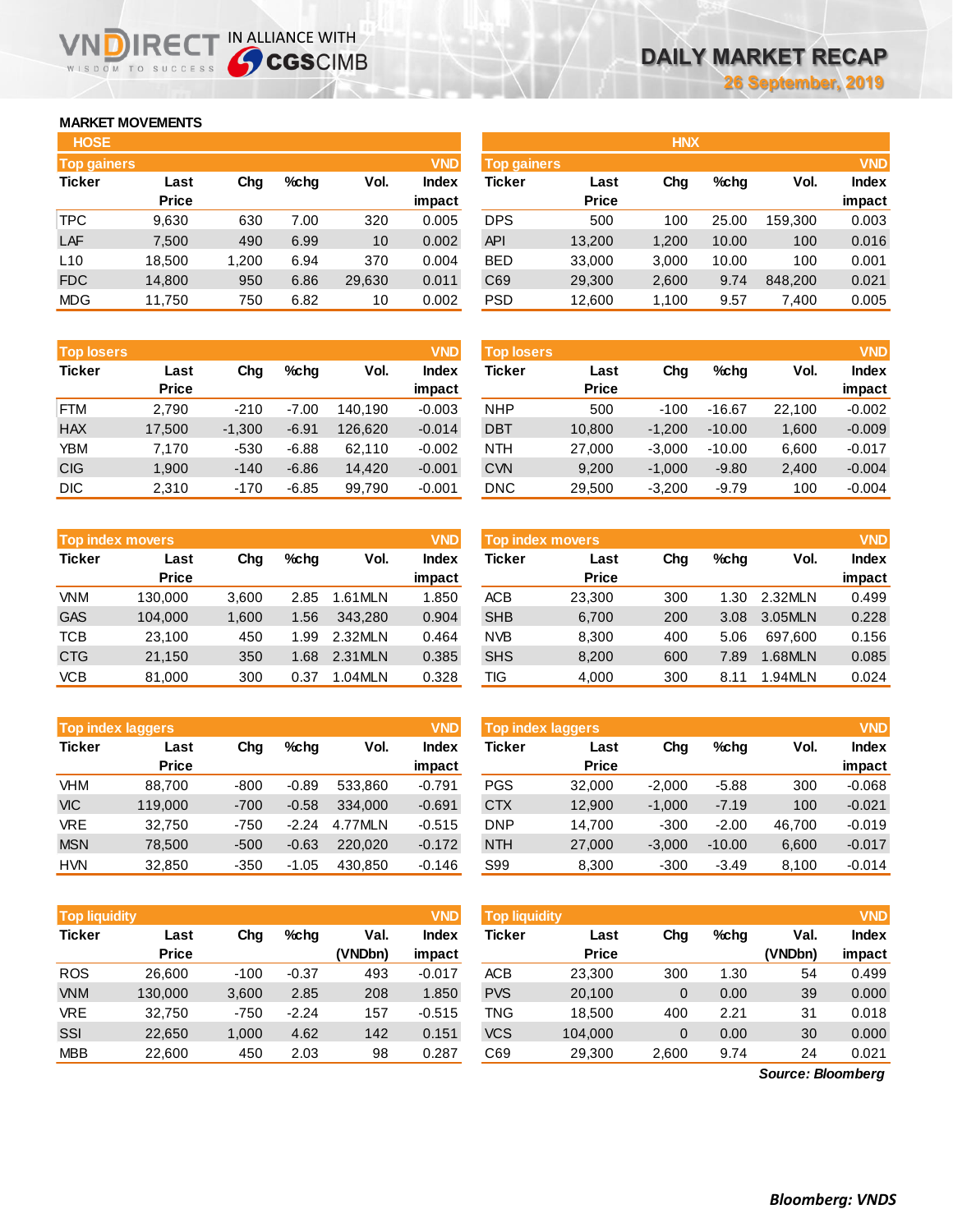# DAILY MARKET RECAP

26 September, 2019

## MARKET MOVEMENTS

### HOSE

**Top gainers** (VND)

| Ticker | Last Price | Chg | %chg | Vol. | Index impact |
|---|---|---|---|---|---|
| TPC | 9,630 | 630 | 7.00 | 320 | 0.005 |
| LAF | 7,500 | 490 | 6.99 | 10 | 0.002 |
| L10 | 18,500 | 1,200 | 6.94 | 370 | 0.004 |
| FDC | 14,800 | 950 | 6.86 | 29,630 | 0.011 |
| MDG | 11,750 | 750 | 6.82 | 10 | 0.002 |

**Top losers** (VND)

| Ticker | Last Price | Chg | %chg | Vol. | Index impact |
|---|---|---|---|---|---|
| FTM | 2,790 | -210 | -7.00 | 140,190 | -0.003 |
| HAX | 17,500 | -1,300 | -6.91 | 126,620 | -0.014 |
| YBM | 7,170 | -530 | -6.88 | 62,110 | -0.002 |
| CIG | 1,900 | -140 | -6.86 | 14,420 | -0.001 |
| DIC | 2,310 | -170 | -6.85 | 99,790 | -0.001 |

**Top index movers** (VND)

| Ticker | Last Price | Chg | %chg | Vol. | Index impact |
|---|---|---|---|---|---|
| VNM | 130,000 | 3,600 | 2.85 | 1.61MLN | 1.850 |
| GAS | 104,000 | 1,600 | 1.56 | 343,280 | 0.904 |
| TCB | 23,100 | 450 | 1.99 | 2.32MLN | 0.464 |
| CTG | 21,150 | 350 | 1.68 | 2.31MLN | 0.385 |
| VCB | 81,000 | 300 | 0.37 | 1.04MLN | 0.328 |

**Top index laggers** (VND)

| Ticker | Last Price | Chg | %chg | Vol. | Index impact |
|---|---|---|---|---|---|
| VHM | 88,700 | -800 | -0.89 | 533,860 | -0.791 |
| VIC | 119,000 | -700 | -0.58 | 334,000 | -0.691 |
| VRE | 32,750 | -750 | -2.24 | 4.77MLN | -0.515 |
| MSN | 78,500 | -500 | -0.63 | 220,020 | -0.172 |
| HVN | 32,850 | -350 | -1.05 | 430,850 | -0.146 |

**Top liquidity** (VND)

| Ticker | Last Price | Chg | %chg | Val. (VNDbn) | Index impact |
|---|---|---|---|---|---|
| ROS | 26,600 | -100 | -0.37 | 493 | -0.017 |
| VNM | 130,000 | 3,600 | 2.85 | 208 | 1.850 |
| VRE | 32,750 | -750 | -2.24 | 157 | -0.515 |
| SSI | 22,650 | 1,000 | 4.62 | 142 | 0.151 |
| MBB | 22,600 | 450 | 2.03 | 98 | 0.287 |

### HNX

**Top gainers** (VND)

| Ticker | Last Price | Chg | %chg | Vol. | Index impact |
|---|---|---|---|---|---|
| DPS | 500 | 100 | 25.00 | 159,300 | 0.003 |
| API | 13,200 | 1,200 | 10.00 | 100 | 0.016 |
| BED | 33,000 | 3,000 | 10.00 | 100 | 0.001 |
| C69 | 29,300 | 2,600 | 9.74 | 848,200 | 0.021 |
| PSD | 12,600 | 1,100 | 9.57 | 7,400 | 0.005 |

**Top losers** (VND)

| Ticker | Last Price | Chg | %chg | Vol. | Index impact |
|---|---|---|---|---|---|
| NHP | 500 | -100 | -16.67 | 22,100 | -0.002 |
| DBT | 10,800 | -1,200 | -10.00 | 1,600 | -0.009 |
| NTH | 27,000 | -3,000 | -10.00 | 6,600 | -0.017 |
| CVN | 9,200 | -1,000 | -9.80 | 2,400 | -0.004 |
| DNC | 29,500 | -3,200 | -9.79 | 100 | -0.004 |

**Top index movers** (VND)

| Ticker | Last Price | Chg | %chg | Vol. | Index impact |
|---|---|---|---|---|---|
| ACB | 23,300 | 300 | 1.30 | 2.32MLN | 0.499 |
| SHB | 6,700 | 200 | 3.08 | 3.05MLN | 0.228 |
| NVB | 8,300 | 400 | 5.06 | 697,600 | 0.156 |
| SHS | 8,200 | 600 | 7.89 | 1.68MLN | 0.085 |
| TIG | 4,000 | 300 | 8.11 | 1.94MLN | 0.024 |

**Top index laggers** (VND)

| Ticker | Last Price | Chg | %chg | Vol. | Index impact |
|---|---|---|---|---|---|
| PGS | 32,000 | -2,000 | -5.88 | 300 | -0.068 |
| CTX | 12,900 | -1,000 | -7.19 | 100 | -0.021 |
| DNP | 14,700 | -300 | -2.00 | 46,700 | -0.019 |
| NTH | 27,000 | -3,000 | -10.00 | 6,600 | -0.017 |
| S99 | 8,300 | -300 | -3.49 | 8,100 | -0.014 |

**Top liquidity** (VND)

| Ticker | Last Price | Chg | %chg | Val. (VNDbn) | Index impact |
|---|---|---|---|---|---|
| ACB | 23,300 | 300 | 1.30 | 54 | 0.499 |
| PVS | 20,100 | 0 | 0.00 | 39 | 0.000 |
| TNG | 18,500 | 400 | 2.21 | 31 | 0.018 |
| VCS | 104,000 | 0 | 0.00 | 30 | 0.000 |
| C69 | 29,300 | 2,600 | 9.74 | 24 | 0.021 |

*Source: Bloomberg*

***Bloomberg: VNDS***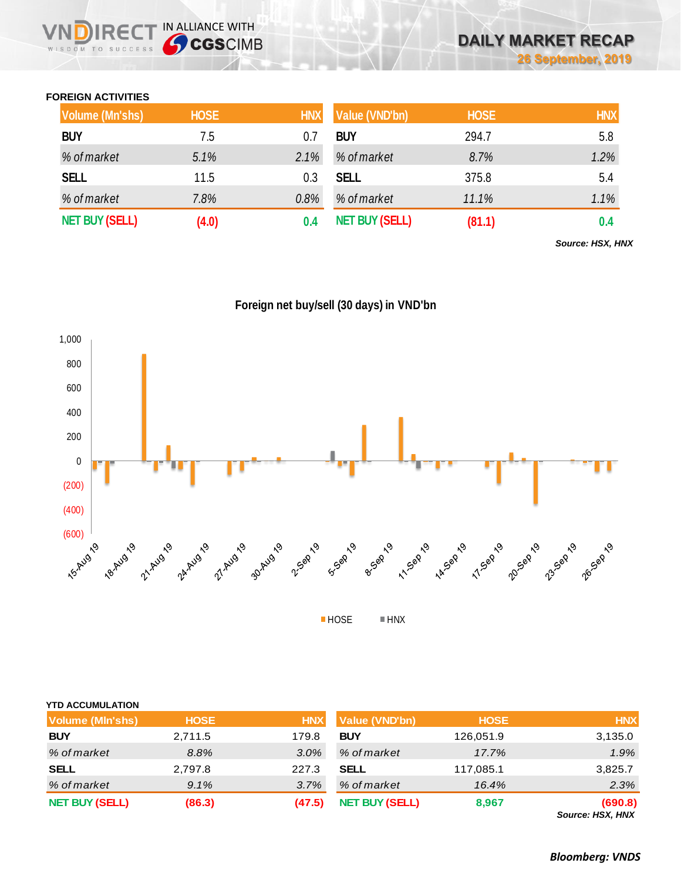### FOREIGN ACTIVITIES

| Volume (Mn'shs) | HOSE | HNX |
|---|---|---|
| **BUY** | 7.5 | 0.7 |
| *% of market* | *5.1%* | *2.1%* |
| **SELL** | 11.5 | 0.3 |
| *% of market* | *7.8%* | *0.8%* |
| **NET BUY (SELL)** | **(4.0)** | **0.4** |

| Value (VND'bn) | HOSE | HNX |
|---|---|---|
| **BUY** | 294.7 | 5.8 |
| *% of market* | *8.7%* | *1.2%* |
| **SELL** | 375.8 | 5.4 |
| *% of market* | *11.1%* | *1.1%* |
| **NET BUY (SELL)** | **(81.1)** | **0.4** |

***Source: HSX, HNX***

**Foreign net buy/sell (30 days) in VND'bn**

HOSE | HNX

### YTD ACCUMULATION

| Volume (Mln'shs) | HOSE | HNX |
|---|---|---|
| **BUY** | 2,711.5 | 179.8 |
| *% of market* | *8.8%* | *3.0%* |
| **SELL** | 2,797.8 | 227.3 |
| *% of market* | *9.1%* | *3.7%* |
| **NET BUY (SELL)** | **(86.3)** | **(47.5)** |

| Value (VND'bn) | HOSE | HNX |
|---|---|---|
| **BUY** | 126,051.9 | 3,135.0 |
| *% of market* | *17.7%* | *1.9%* |
| **SELL** | 117,085.1 | 3,825.7 |
| *% of market* | *16.4%* | *2.3%* |
| **NET BUY (SELL)** | **8,967** | **(690.8)** |

***Source: HSX, HNX***

***Bloomberg: VNDS***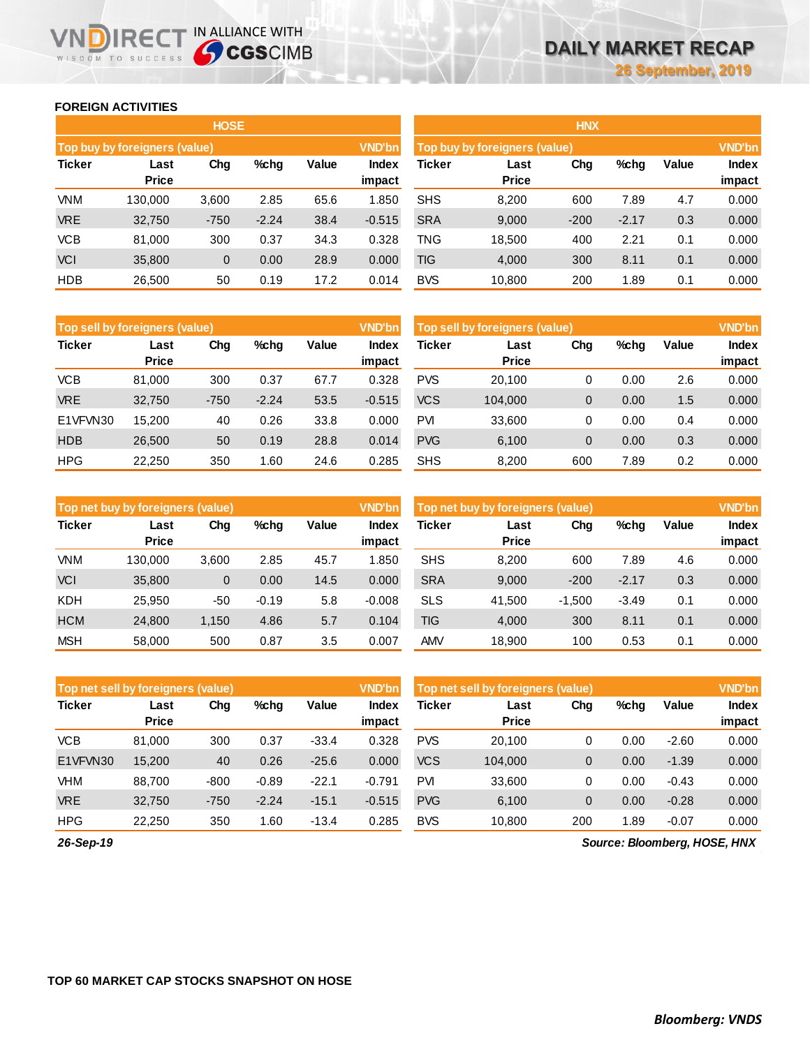## FOREIGN ACTIVITIES

### HOSE

| Top buy by foreigners (value) | | | | | VND'bn |
|---|---|---|---|---|---|
| Ticker | Last Price | Chg | %chg | Value | Index impact |
| VNM | 130,000 | 3,600 | 2.85 | 65.6 | 1.850 |
| VRE | 32,750 | -750 | -2.24 | 38.4 | -0.515 |
| VCB | 81,000 | 300 | 0.37 | 34.3 | 0.328 |
| VCI | 35,800 | 0 | 0.00 | 28.9 | 0.000 |
| HDB | 26,500 | 50 | 0.19 | 17.2 | 0.014 |

| Top sell by foreigners (value) | | | | | VND'bn |
|---|---|---|---|---|---|
| Ticker | Last Price | Chg | %chg | Value | Index impact |
| VCB | 81,000 | 300 | 0.37 | 67.7 | 0.328 |
| VRE | 32,750 | -750 | -2.24 | 53.5 | -0.515 |
| E1VFVN30 | 15,200 | 40 | 0.26 | 33.8 | 0.000 |
| HDB | 26,500 | 50 | 0.19 | 28.8 | 0.014 |
| HPG | 22,250 | 350 | 1.60 | 24.6 | 0.285 |

| Top net buy by foreigners (value) | | | | | VND'bn |
|---|---|---|---|---|---|
| Ticker | Last Price | Chg | %chg | Value | Index impact |
| VNM | 130,000 | 3,600 | 2.85 | 45.7 | 1.850 |
| VCI | 35,800 | 0 | 0.00 | 14.5 | 0.000 |
| KDH | 25,950 | -50 | -0.19 | 5.8 | -0.008 |
| HCM | 24,800 | 1,150 | 4.86 | 5.7 | 0.104 |
| MSH | 58,000 | 500 | 0.87 | 3.5 | 0.007 |

| Top net sell by foreigners (value) | | | | | VND'bn |
|---|---|---|---|---|---|
| Ticker | Last Price | Chg | %chg | Value | Index impact |
| VCB | 81,000 | 300 | 0.37 | -33.4 | 0.328 |
| E1VFVN30 | 15,200 | 40 | 0.26 | -25.6 | 0.000 |
| VHM | 88,700 | -800 | -0.89 | -22.1 | -0.791 |
| VRE | 32,750 | -750 | -2.24 | -15.1 | -0.515 |
| HPG | 22,250 | 350 | 1.60 | -13.4 | 0.285 |

### HNX

| Top buy by foreigners (value) | | | | | VND'bn |
|---|---|---|---|---|---|
| Ticker | Last Price | Chg | %chg | Value | Index impact |
| SHS | 8,200 | 600 | 7.89 | 4.7 | 0.000 |
| SRA | 9,000 | -200 | -2.17 | 0.3 | 0.000 |
| TNG | 18,500 | 400 | 2.21 | 0.1 | 0.000 |
| TIG | 4,000 | 300 | 8.11 | 0.1 | 0.000 |
| BVS | 10,800 | 200 | 1.89 | 0.1 | 0.000 |

| Top sell by foreigners (value) | | | | | VND'bn |
|---|---|---|---|---|---|
| Ticker | Last Price | Chg | %chg | Value | Index impact |
| PVS | 20,100 | 0 | 0.00 | 2.6 | 0.000 |
| VCS | 104,000 | 0 | 0.00 | 1.5 | 0.000 |
| PVI | 33,600 | 0 | 0.00 | 0.4 | 0.000 |
| PVG | 6,100 | 0 | 0.00 | 0.3 | 0.000 |
| SHS | 8,200 | 600 | 7.89 | 0.2 | 0.000 |

| Top net buy by foreigners (value) | | | | | VND'bn |
|---|---|---|---|---|---|
| Ticker | Last Price | Chg | %chg | Value | Index impact |
| SHS | 8,200 | 600 | 7.89 | 4.6 | 0.000 |
| SRA | 9,000 | -200 | -2.17 | 0.3 | 0.000 |
| SLS | 41,500 | -1,500 | -3.49 | 0.1 | 0.000 |
| TIG | 4,000 | 300 | 8.11 | 0.1 | 0.000 |
| AMV | 18,900 | 100 | 0.53 | 0.1 | 0.000 |

| Top net sell by foreigners (value) | | | | | VND'bn |
|---|---|---|---|---|---|
| Ticker | Last Price | Chg | %chg | Value | Index impact |
| PVS | 20,100 | 0 | 0.00 | -2.60 | 0.000 |
| VCS | 104,000 | 0 | 0.00 | -1.39 | 0.000 |
| PVI | 33,600 | 0 | 0.00 | -0.43 | 0.000 |
| PVG | 6,100 | 0 | 0.00 | -0.28 | 0.000 |
| BVS | 10,800 | 200 | 1.89 | -0.07 | 0.000 |

*26-Sep-19*

*Source: Bloomberg, HOSE, HNX*

## TOP 60 MARKET CAP STOCKS SNAPSHOT ON HOSE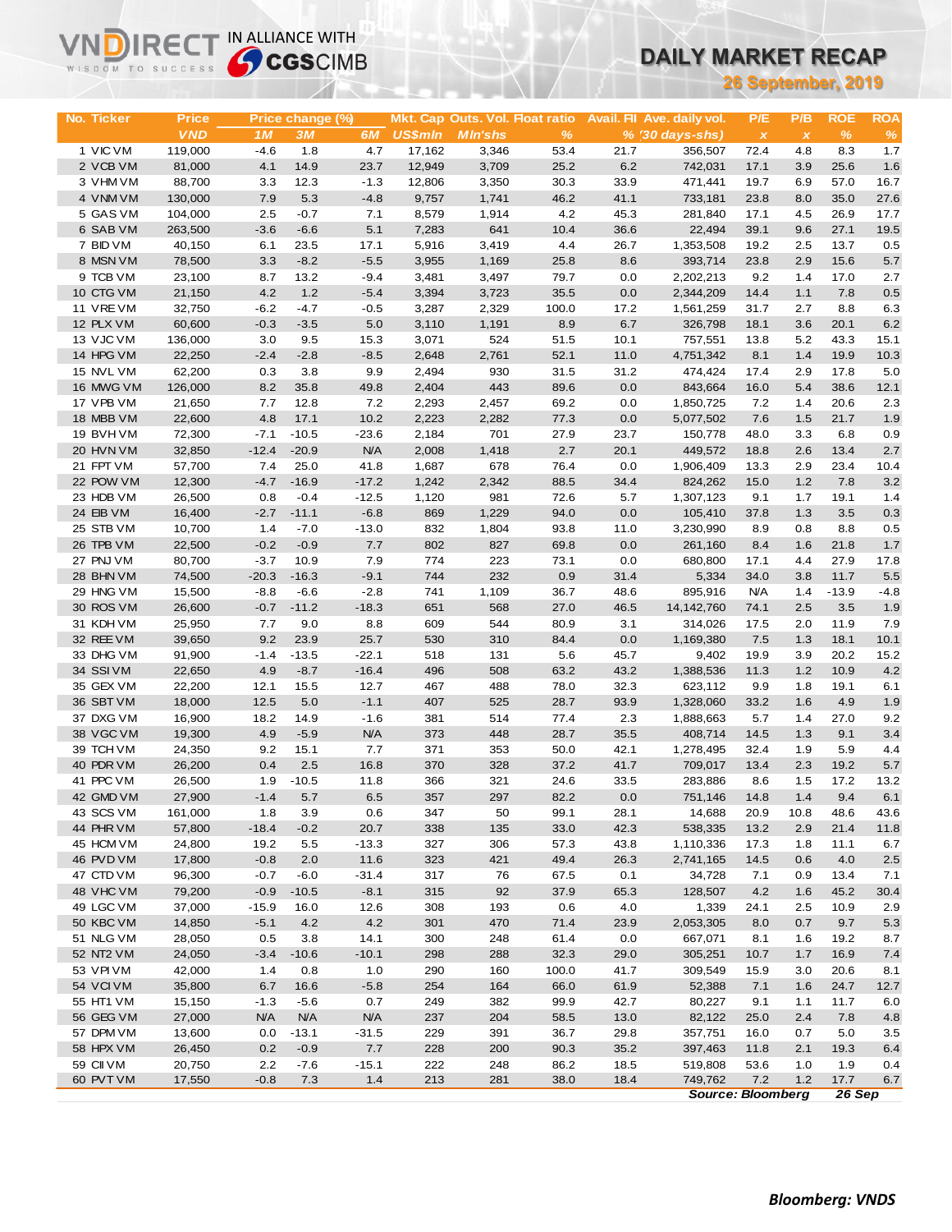VNDIRECT IN ALLIANCE WITH CGSCIMB

# DAILY MARKET RECAP

**26 September, 2019**

| No. | Ticker | Price VND | Price change (%) 1M | 3M | 6M | Mkt. Cap US$mln | Outs. Vol. Mln'shs | Float ratio % | Avail. FII % | Ave. daily vol. (30 days-shs) | P/E x | P/B x | ROE % | ROA % |
|---|---|---|---|---|---|---|---|---|---|---|---|---|---|---|
| 1 | VIC VM | 119,000 | -4.6 | 1.8 | 4.7 | 17,162 | 3,346 | 53.4 | 21.7 | 356,507 | 72.4 | 4.8 | 8.3 | 1.7 |
| 2 | VCB VM | 81,000 | 4.1 | 14.9 | 23.7 | 12,949 | 3,709 | 25.2 | 6.2 | 742,031 | 17.1 | 3.9 | 25.6 | 1.6 |
| 3 | VHM VM | 88,700 | 3.3 | 12.3 | -1.3 | 12,806 | 3,350 | 30.3 | 33.9 | 471,441 | 19.7 | 6.9 | 57.0 | 16.7 |
| 4 | VNM VM | 130,000 | 7.9 | 5.3 | -4.8 | 9,757 | 1,741 | 46.2 | 41.1 | 733,181 | 23.8 | 8.0 | 35.0 | 27.6 |
| 5 | GAS VM | 104,000 | 2.5 | -0.7 | 7.1 | 8,579 | 1,914 | 4.2 | 45.3 | 281,840 | 17.1 | 4.5 | 26.9 | 17.7 |
| 6 | SAB VM | 263,500 | -3.6 | -6.6 | 5.1 | 7,283 | 641 | 10.4 | 36.6 | 22,494 | 39.1 | 9.6 | 27.1 | 19.5 |
| 7 | BID VM | 40,150 | 6.1 | 23.5 | 17.1 | 5,916 | 3,419 | 4.4 | 26.7 | 1,353,508 | 19.2 | 2.5 | 13.7 | 0.5 |
| 8 | MSN VM | 78,500 | 3.3 | -8.2 | -5.5 | 3,955 | 1,169 | 25.8 | 8.6 | 393,714 | 23.8 | 2.9 | 15.6 | 5.7 |
| 9 | TCB VM | 23,100 | 8.7 | 13.2 | -9.4 | 3,481 | 3,497 | 79.7 | 0.0 | 2,202,213 | 9.2 | 1.4 | 17.0 | 2.7 |
| 10 | CTG VM | 21,150 | 4.2 | 1.2 | -5.4 | 3,394 | 3,723 | 35.5 | 0.0 | 2,344,209 | 14.4 | 1.1 | 7.8 | 0.5 |
| 11 | VRE VM | 32,750 | -6.2 | -4.7 | -0.5 | 3,287 | 2,329 | 100.0 | 17.2 | 1,561,259 | 31.7 | 2.7 | 8.8 | 6.3 |
| 12 | PLX VM | 60,600 | -0.3 | -3.5 | 5.0 | 3,110 | 1,191 | 8.9 | 6.7 | 326,798 | 18.1 | 3.6 | 20.1 | 6.2 |
| 13 | VJC VM | 136,000 | 3.0 | 9.5 | 15.3 | 3,071 | 524 | 51.5 | 10.1 | 757,551 | 13.8 | 5.2 | 43.3 | 15.1 |
| 14 | HPG VM | 22,250 | -2.4 | -2.8 | -8.5 | 2,648 | 2,761 | 52.1 | 11.0 | 4,751,342 | 8.1 | 1.4 | 19.9 | 10.3 |
| 15 | NVL VM | 62,200 | 0.3 | 3.8 | 9.9 | 2,494 | 930 | 31.5 | 31.2 | 474,424 | 17.4 | 2.9 | 17.8 | 5.0 |
| 16 | MWG VM | 126,000 | 8.2 | 35.8 | 49.8 | 2,404 | 443 | 89.6 | 0.0 | 843,664 | 16.0 | 5.4 | 38.6 | 12.1 |
| 17 | VPB VM | 21,650 | 7.7 | 12.8 | 7.2 | 2,293 | 2,457 | 69.2 | 0.0 | 1,850,725 | 7.2 | 1.4 | 20.6 | 2.3 |
| 18 | MBB VM | 22,600 | 4.8 | 17.1 | 10.2 | 2,223 | 2,282 | 77.3 | 0.0 | 5,077,502 | 7.6 | 1.5 | 21.7 | 1.9 |
| 19 | BVH VM | 72,300 | -7.1 | -10.5 | -23.6 | 2,184 | 701 | 27.9 | 23.7 | 150,778 | 48.0 | 3.3 | 6.8 | 0.9 |
| 20 | HVN VM | 32,850 | -12.4 | -20.9 | N/A | 2,008 | 1,418 | 2.7 | 20.1 | 449,572 | 18.8 | 2.6 | 13.4 | 2.7 |
| 21 | FPT VM | 57,700 | 7.4 | 25.0 | 41.8 | 1,687 | 678 | 76.4 | 0.0 | 1,906,409 | 13.3 | 2.9 | 23.4 | 10.4 |
| 22 | POW VM | 12,300 | -4.7 | -16.9 | -17.2 | 1,242 | 2,342 | 88.5 | 34.4 | 824,262 | 15.0 | 1.2 | 7.8 | 3.2 |
| 23 | HDB VM | 26,500 | 0.8 | -0.4 | -12.5 | 1,120 | 981 | 72.6 | 5.7 | 1,307,123 | 9.1 | 1.7 | 19.1 | 1.4 |
| 24 | EIB VM | 16,400 | -2.7 | -11.1 | -6.8 | 869 | 1,229 | 94.0 | 0.0 | 105,410 | 37.8 | 1.3 | 3.5 | 0.3 |
| 25 | STB VM | 10,700 | 1.4 | -7.0 | -13.0 | 832 | 1,804 | 93.8 | 11.0 | 3,230,990 | 8.9 | 0.8 | 8.8 | 0.5 |
| 26 | TPB VM | 22,500 | -0.2 | -0.9 | 7.7 | 802 | 827 | 69.8 | 0.0 | 261,160 | 8.4 | 1.6 | 21.8 | 1.7 |
| 27 | PNJ VM | 80,700 | -3.7 | 10.9 | 7.9 | 774 | 223 | 73.1 | 0.0 | 680,800 | 17.1 | 4.4 | 27.9 | 17.8 |
| 28 | BHN VM | 74,500 | -20.3 | -16.3 | -9.1 | 744 | 232 | 0.9 | 31.4 | 5,334 | 34.0 | 3.8 | 11.7 | 5.5 |
| 29 | HNG VM | 15,500 | -8.8 | -6.6 | -2.8 | 741 | 1,109 | 36.7 | 48.6 | 895,916 | N/A | 1.4 | -13.9 | -4.8 |
| 30 | ROS VM | 26,600 | -0.7 | -11.2 | -18.3 | 651 | 568 | 27.0 | 46.5 | 14,142,760 | 74.1 | 2.5 | 3.5 | 1.9 |
| 31 | KDH VM | 25,950 | 7.7 | 9.0 | 8.8 | 609 | 544 | 80.9 | 3.1 | 314,026 | 17.5 | 2.0 | 11.9 | 7.9 |
| 32 | REE VM | 39,650 | 9.2 | 23.9 | 25.7 | 530 | 310 | 84.4 | 0.0 | 1,169,380 | 7.5 | 1.3 | 18.1 | 10.1 |
| 33 | DHG VM | 91,900 | -1.4 | -13.5 | -22.1 | 518 | 131 | 5.6 | 45.7 | 9,402 | 19.9 | 3.9 | 20.2 | 15.2 |
| 34 | SSI VM | 22,650 | 4.9 | -8.7 | -16.4 | 496 | 508 | 63.2 | 43.2 | 1,388,536 | 11.3 | 1.2 | 10.9 | 4.2 |
| 35 | GEX VM | 22,200 | 12.1 | 15.5 | 12.7 | 467 | 488 | 78.0 | 32.3 | 623,112 | 9.9 | 1.8 | 19.1 | 6.1 |
| 36 | SBT VM | 18,000 | 12.5 | 5.0 | -1.1 | 407 | 525 | 28.7 | 93.9 | 1,328,060 | 33.2 | 1.6 | 4.9 | 1.9 |
| 37 | DXG VM | 16,900 | 18.2 | 14.9 | -1.6 | 381 | 514 | 77.4 | 2.3 | 1,888,663 | 5.7 | 1.4 | 27.0 | 9.2 |
| 38 | VGC VM | 19,300 | 4.9 | -5.9 | N/A | 373 | 448 | 28.7 | 35.5 | 408,714 | 14.5 | 1.3 | 9.1 | 3.4 |
| 39 | TCH VM | 24,350 | 9.2 | 15.1 | 7.7 | 371 | 353 | 50.0 | 42.1 | 1,278,495 | 32.4 | 1.9 | 5.9 | 4.4 |
| 40 | PDR VM | 26,200 | 0.4 | 2.5 | 16.8 | 370 | 328 | 37.2 | 41.7 | 709,017 | 13.4 | 2.3 | 19.2 | 5.7 |
| 41 | PPC VM | 26,500 | 1.9 | -10.5 | 11.8 | 366 | 321 | 24.6 | 33.5 | 283,886 | 8.6 | 1.5 | 17.2 | 13.2 |
| 42 | GMD VM | 27,900 | -1.4 | 5.7 | 6.5 | 357 | 297 | 82.2 | 0.0 | 751,146 | 14.8 | 1.4 | 9.4 | 6.1 |
| 43 | SCS VM | 161,000 | 1.8 | 3.9 | 0.6 | 347 | 50 | 99.1 | 28.1 | 14,688 | 20.9 | 10.8 | 48.6 | 43.6 |
| 44 | PHR VM | 57,800 | -18.4 | -0.2 | 20.7 | 338 | 135 | 33.0 | 42.3 | 538,335 | 13.2 | 2.9 | 21.4 | 11.8 |
| 45 | HCM VM | 24,800 | 19.2 | 5.5 | -13.3 | 327 | 306 | 57.3 | 43.8 | 1,110,336 | 17.3 | 1.8 | 11.1 | 6.7 |
| 46 | PVD VM | 17,800 | -0.8 | 2.0 | 11.6 | 323 | 421 | 49.4 | 26.3 | 2,741,165 | 14.5 | 0.6 | 4.0 | 2.5 |
| 47 | CTD VM | 96,300 | -0.7 | -6.0 | -31.4 | 317 | 76 | 67.5 | 0.1 | 34,728 | 7.1 | 0.9 | 13.4 | 7.1 |
| 48 | VHC VM | 79,200 | -0.9 | -10.5 | -8.1 | 315 | 92 | 37.9 | 65.3 | 128,507 | 4.2 | 1.6 | 45.2 | 30.4 |
| 49 | LGC VM | 37,000 | -15.9 | 16.0 | 12.6 | 308 | 193 | 0.6 | 4.0 | 1,339 | 24.1 | 2.5 | 10.9 | 2.9 |
| 50 | KBC VM | 14,850 | -5.1 | 4.2 | 4.2 | 301 | 470 | 71.4 | 23.9 | 2,053,305 | 8.0 | 0.7 | 9.7 | 5.3 |
| 51 | NLG VM | 28,050 | 0.5 | 3.8 | 14.1 | 300 | 248 | 61.4 | 0.0 | 667,071 | 8.1 | 1.6 | 19.2 | 8.7 |
| 52 | NT2 VM | 24,050 | -3.4 | -10.6 | -10.1 | 298 | 288 | 32.3 | 29.0 | 305,251 | 10.7 | 1.7 | 16.9 | 7.4 |
| 53 | VPI VM | 42,000 | 1.4 | 0.8 | 1.0 | 290 | 160 | 100.0 | 41.7 | 309,549 | 15.9 | 3.0 | 20.6 | 8.1 |
| 54 | VCI VM | 35,800 | 6.7 | 16.6 | -5.8 | 254 | 164 | 66.0 | 61.9 | 52,388 | 7.1 | 1.6 | 24.7 | 12.7 |
| 55 | HT1 VM | 15,150 | -1.3 | -5.6 | 0.7 | 249 | 382 | 99.9 | 42.7 | 80,227 | 9.1 | 1.1 | 11.7 | 6.0 |
| 56 | GEG VM | 27,000 | N/A | N/A | N/A | 237 | 204 | 58.5 | 13.0 | 82,122 | 25.0 | 2.4 | 7.8 | 4.8 |
| 57 | DPM VM | 13,600 | 0.0 | -13.1 | -31.5 | 229 | 391 | 36.7 | 29.8 | 357,751 | 16.0 | 0.7 | 5.0 | 3.5 |
| 58 | HPX VM | 26,450 | 0.2 | -0.9 | 7.7 | 228 | 200 | 90.3 | 35.2 | 397,463 | 11.8 | 2.1 | 19.3 | 6.4 |
| 59 | CII VM | 20,750 | 2.2 | -7.6 | -15.1 | 222 | 248 | 86.2 | 18.5 | 519,808 | 53.6 | 1.0 | 1.9 | 0.4 |
| 60 | PVT VM | 17,550 | -0.8 | 7.3 | 1.4 | 213 | 281 | 38.0 | 18.4 | 749,762 | 7.2 | 1.2 | 17.7 | 6.7 |

*Source: Bloomberg* *26 Sep*

***Bloomberg: VNDS***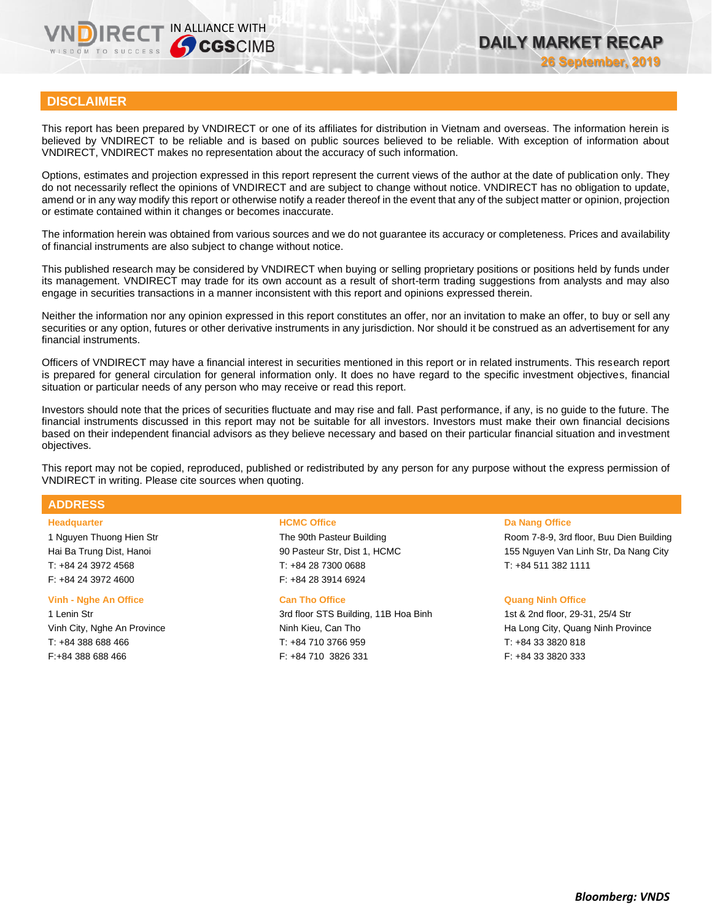## DISCLAIMER

This report has been prepared by VNDIRECT or one of its affiliates for distribution in Vietnam and overseas. The information herein is believed by VNDIRECT to be reliable and is based on public sources believed to be reliable. With exception of information about VNDIRECT, VNDIRECT makes no representation about the accuracy of such information.

Options, estimates and projection expressed in this report represent the current views of the author at the date of publication only. They do not necessarily reflect the opinions of VNDIRECT and are subject to change without notice. VNDIRECT has no obligation to update, amend or in any way modify this report or otherwise notify a reader thereof in the event that any of the subject matter or opinion, projection or estimate contained within it changes or becomes inaccurate.

The information herein was obtained from various sources and we do not guarantee its accuracy or completeness. Prices and availability of financial instruments are also subject to change without notice.

This published research may be considered by VNDIRECT when buying or selling proprietary positions or positions held by funds under its management. VNDIRECT may trade for its own account as a result of short-term trading suggestions from analysts and may also engage in securities transactions in a manner inconsistent with this report and opinions expressed therein.

Neither the information nor any opinion expressed in this report constitutes an offer, nor an invitation to make an offer, to buy or sell any securities or any option, futures or other derivative instruments in any jurisdiction. Nor should it be construed as an advertisement for any financial instruments.

Officers of VNDIRECT may have a financial interest in securities mentioned in this report or in related instruments. This research report is prepared for general circulation for general information only. It does no have regard to the specific investment objectives, financial situation or particular needs of any person who may receive or read this report.

Investors should note that the prices of securities fluctuate and may rise and fall. Past performance, if any, is no guide to the future. The financial instruments discussed in this report may not be suitable for all investors. Investors must make their own financial decisions based on their independent financial advisors as they believe necessary and based on their particular financial situation and investment objectives.

This report may not be copied, reproduced, published or redistributed by any person for any purpose without the express permission of VNDIRECT in writing. Please cite sources when quoting.

## ADDRESS

**Headquarter**
1 Nguyen Thuong Hien Str
Hai Ba Trung Dist, Hanoi
T: +84 24 3972 4568
F: +84 24 3972 4600

**HCMC Office**
The 90th Pasteur Building
90 Pasteur Str, Dist 1, HCMC
T: +84 28 7300 0688
F: +84 28 3914 6924

**Da Nang Office**
Room 7-8-9, 3rd floor, Buu Dien Building
155 Nguyen Van Linh Str, Da Nang City
T: +84 511 382 1111

**Vinh - Nghe An Office**
1 Lenin Str
Vinh City, Nghe An Province
T: +84 388 688 466
F:+84 388 688 466

**Can Tho Office**
3rd floor STS Building, 11B Hoa Binh
Ninh Kieu, Can Tho
T: +84 710 3766 959
F: +84 710 3826 331

**Quang Ninh Office**
1st & 2nd floor, 29-31, 25/4 Str
Ha Long City, Quang Ninh Province
T: +84 33 3820 818
F: +84 33 3820 333

***Bloomberg: VNDS***